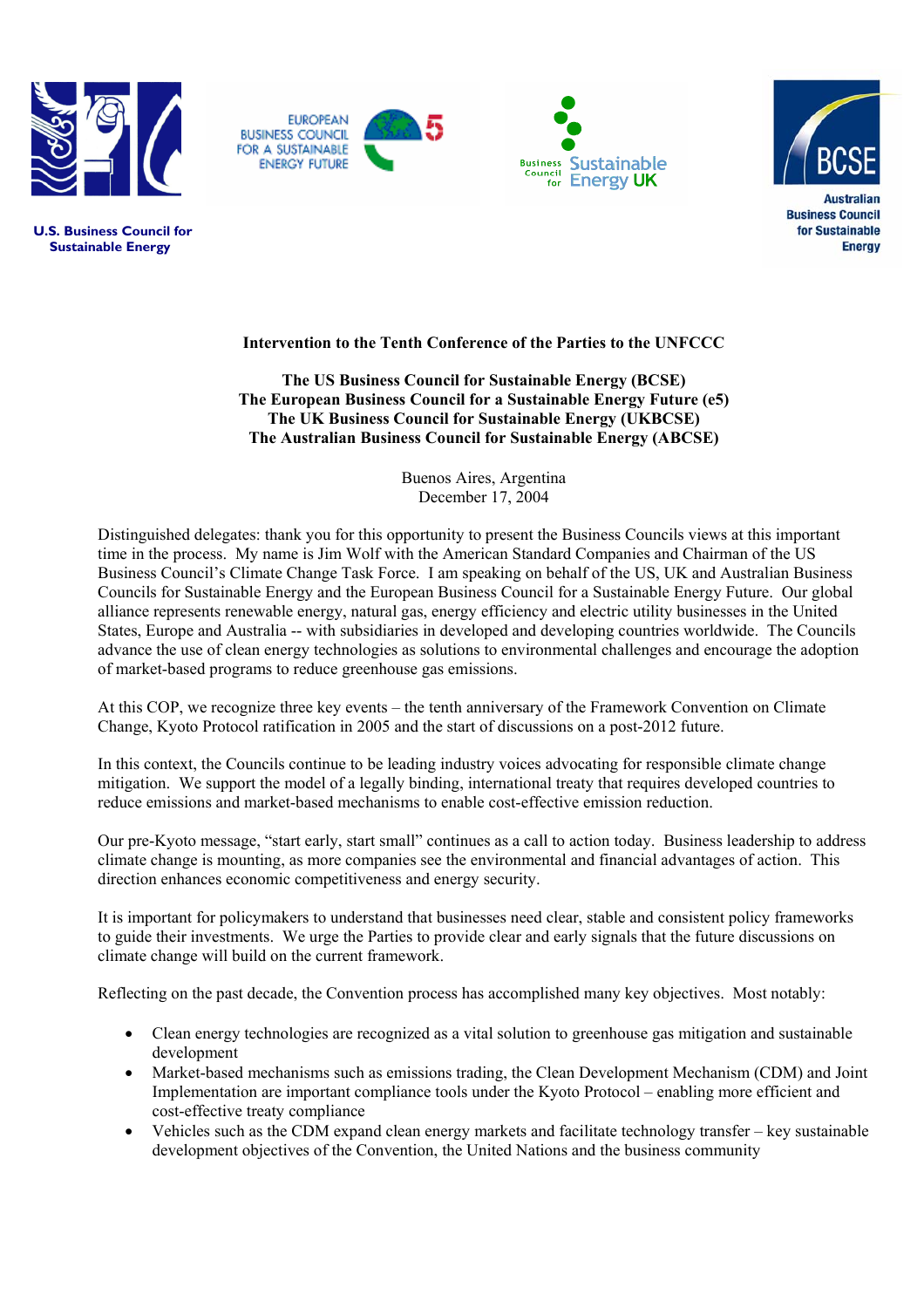U.S. Business Council for Sustainable Energy

EUROPEAN BUSINESS COUNCIL FOR A SUSTAINABLE ENERGY FUTURE

Business Council for Sustainable Energy UK

BCSE Australian Business Council for Sustainable Energy

**Intervention to the Tenth Conference of the Parties to the UNFCCC**

**The US Business Council for Sustainable Energy (BCSE)**
**The European Business Council for a Sustainable Energy Future (e5)**
**The UK Business Council for Sustainable Energy (UKBCSE)**
**The Australian Business Council for Sustainable Energy (ABCSE)**

Buenos Aires, Argentina
December 17, 2004

Distinguished delegates: thank you for this opportunity to present the Business Councils views at this important time in the process. My name is Jim Wolf with the American Standard Companies and Chairman of the US Business Council's Climate Change Task Force. I am speaking on behalf of the US, UK and Australian Business Councils for Sustainable Energy and the European Business Council for a Sustainable Energy Future. Our global alliance represents renewable energy, natural gas, energy efficiency and electric utility businesses in the United States, Europe and Australia -- with subsidiaries in developed and developing countries worldwide. The Councils advance the use of clean energy technologies as solutions to environmental challenges and encourage the adoption of market-based programs to reduce greenhouse gas emissions.

At this COP, we recognize three key events – the tenth anniversary of the Framework Convention on Climate Change, Kyoto Protocol ratification in 2005 and the start of discussions on a post-2012 future.

In this context, the Councils continue to be leading industry voices advocating for responsible climate change mitigation. We support the model of a legally binding, international treaty that requires developed countries to reduce emissions and market-based mechanisms to enable cost-effective emission reduction.

Our pre-Kyoto message, "start early, start small" continues as a call to action today. Business leadership to address climate change is mounting, as more companies see the environmental and financial advantages of action. This direction enhances economic competitiveness and energy security.

It is important for policymakers to understand that businesses need clear, stable and consistent policy frameworks to guide their investments. We urge the Parties to provide clear and early signals that the future discussions on climate change will build on the current framework.

Reflecting on the past decade, the Convention process has accomplished many key objectives. Most notably:

- Clean energy technologies are recognized as a vital solution to greenhouse gas mitigation and sustainable development
- Market-based mechanisms such as emissions trading, the Clean Development Mechanism (CDM) and Joint Implementation are important compliance tools under the Kyoto Protocol – enabling more efficient and cost-effective treaty compliance
- Vehicles such as the CDM expand clean energy markets and facilitate technology transfer – key sustainable development objectives of the Convention, the United Nations and the business community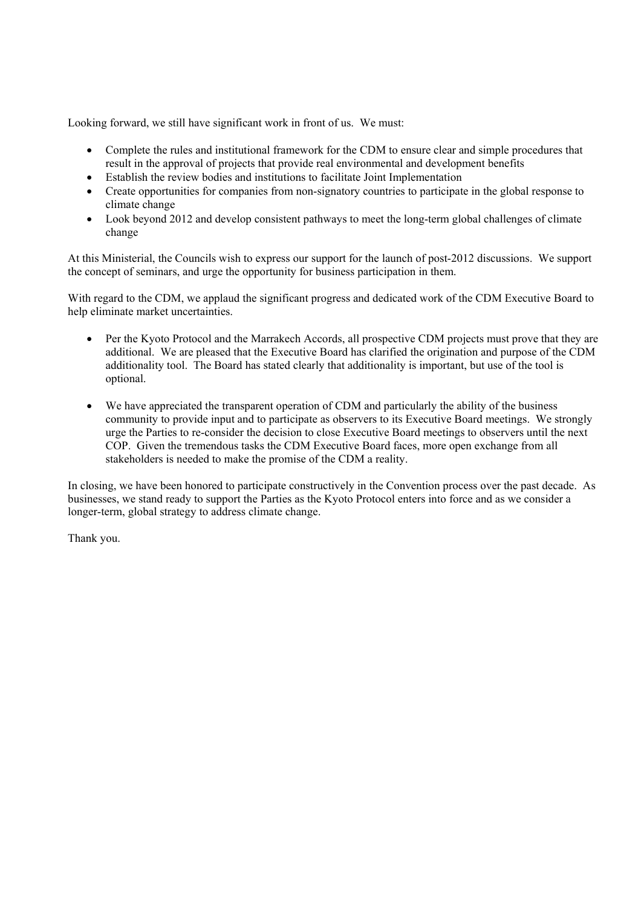Looking forward, we still have significant work in front of us. We must:

- Complete the rules and institutional framework for the CDM to ensure clear and simple procedures that result in the approval of projects that provide real environmental and development benefits
- Establish the review bodies and institutions to facilitate Joint Implementation
- Create opportunities for companies from non-signatory countries to participate in the global response to climate change
- Look beyond 2012 and develop consistent pathways to meet the long-term global challenges of climate change

At this Ministerial, the Councils wish to express our support for the launch of post-2012 discussions. We support the concept of seminars, and urge the opportunity for business participation in them.

With regard to the CDM, we applaud the significant progress and dedicated work of the CDM Executive Board to help eliminate market uncertainties.

- Per the Kyoto Protocol and the Marrakech Accords, all prospective CDM projects must prove that they are additional. We are pleased that the Executive Board has clarified the origination and purpose of the CDM additionality tool. The Board has stated clearly that additionality is important, but use of the tool is optional.

- We have appreciated the transparent operation of CDM and particularly the ability of the business community to provide input and to participate as observers to its Executive Board meetings. We strongly urge the Parties to re-consider the decision to close Executive Board meetings to observers until the next COP. Given the tremendous tasks the CDM Executive Board faces, more open exchange from all stakeholders is needed to make the promise of the CDM a reality.

In closing, we have been honored to participate constructively in the Convention process over the past decade. As businesses, we stand ready to support the Parties as the Kyoto Protocol enters into force and as we consider a longer-term, global strategy to address climate change.

Thank you.